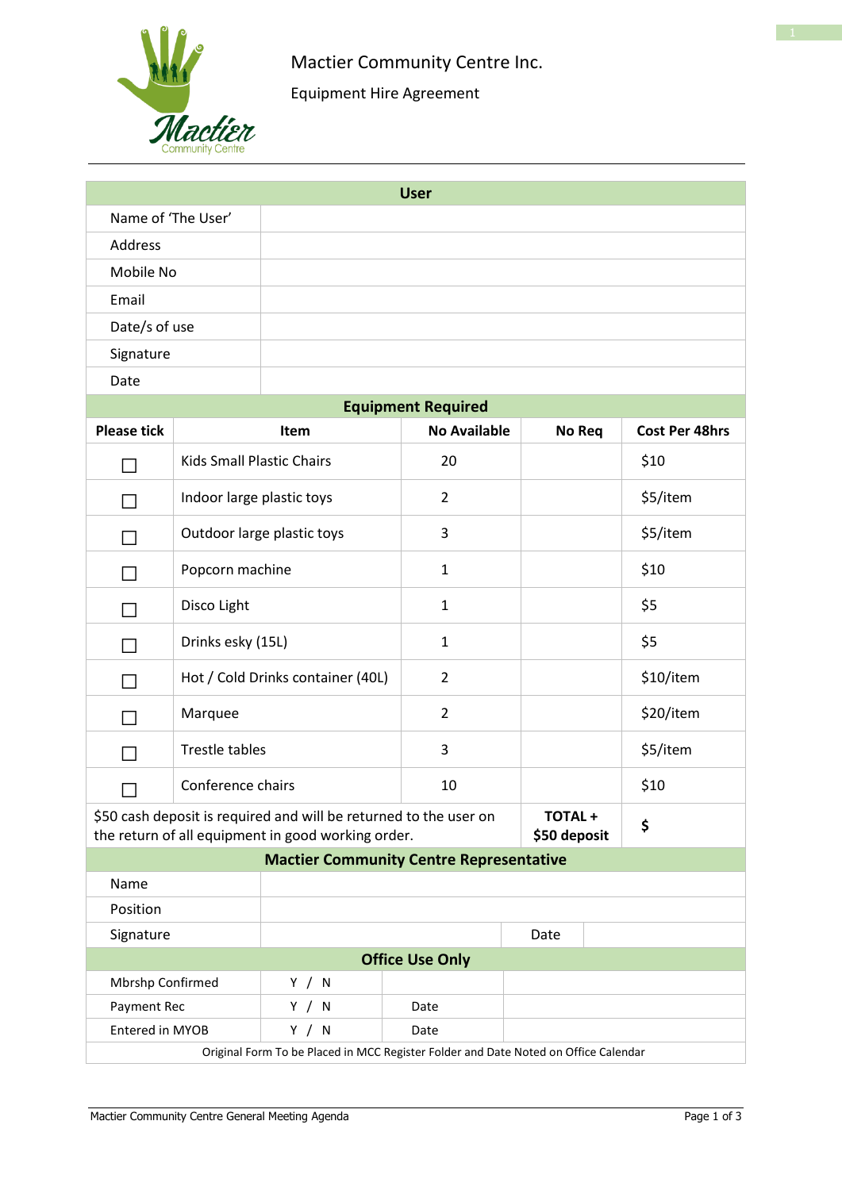# Mactier Community Centre Inc.

## Equipment Hire Agreement

| User | |
|---|---|
| Name of 'The User' | |
| Address | |
| Mobile No | |
| Email | |
| Date/s of use | |
| Signature | |
| Date | |

**Equipment Required**

| Please tick | Item | No Available | No Req | Cost Per 48hrs |
|---|---|---|---|---|
| ☐ | Kids Small Plastic Chairs | 20 | | $10 |
| ☐ | Indoor large plastic toys | 2 | | $5/item |
| ☐ | Outdoor large plastic toys | 3 | | $5/item |
| ☐ | Popcorn machine | 1 | | $10 |
| ☐ | Disco Light | 1 | | $5 |
| ☐ | Drinks esky (15L) | 1 | | $5 |
| ☐ | Hot / Cold Drinks container (40L) | 2 | | $10/item |
| ☐ | Marquee | 2 | | $20/item |
| ☐ | Trestle tables | 3 | | $5/item |
| ☐ | Conference chairs | 10 | | $10 |
| $50 cash deposit is required and will be returned to the user on the return of all equipment in good working order. | | | **TOTAL + $50 deposit** | **$** |

**Mactier Community Centre Representative**

| | | | |
|---|---|---|---|
| Name | | | |
| Position | | | |
| Signature | | Date | |

**Office Use Only**

| | | | |
|---|---|---|---|
| Mbrshp Confirmed | Y / N | | |
| Payment Rec | Y / N | Date | |
| Entered in MYOB | Y / N | Date | |

Original Form To be Placed in MCC Register Folder and Date Noted on Office Calendar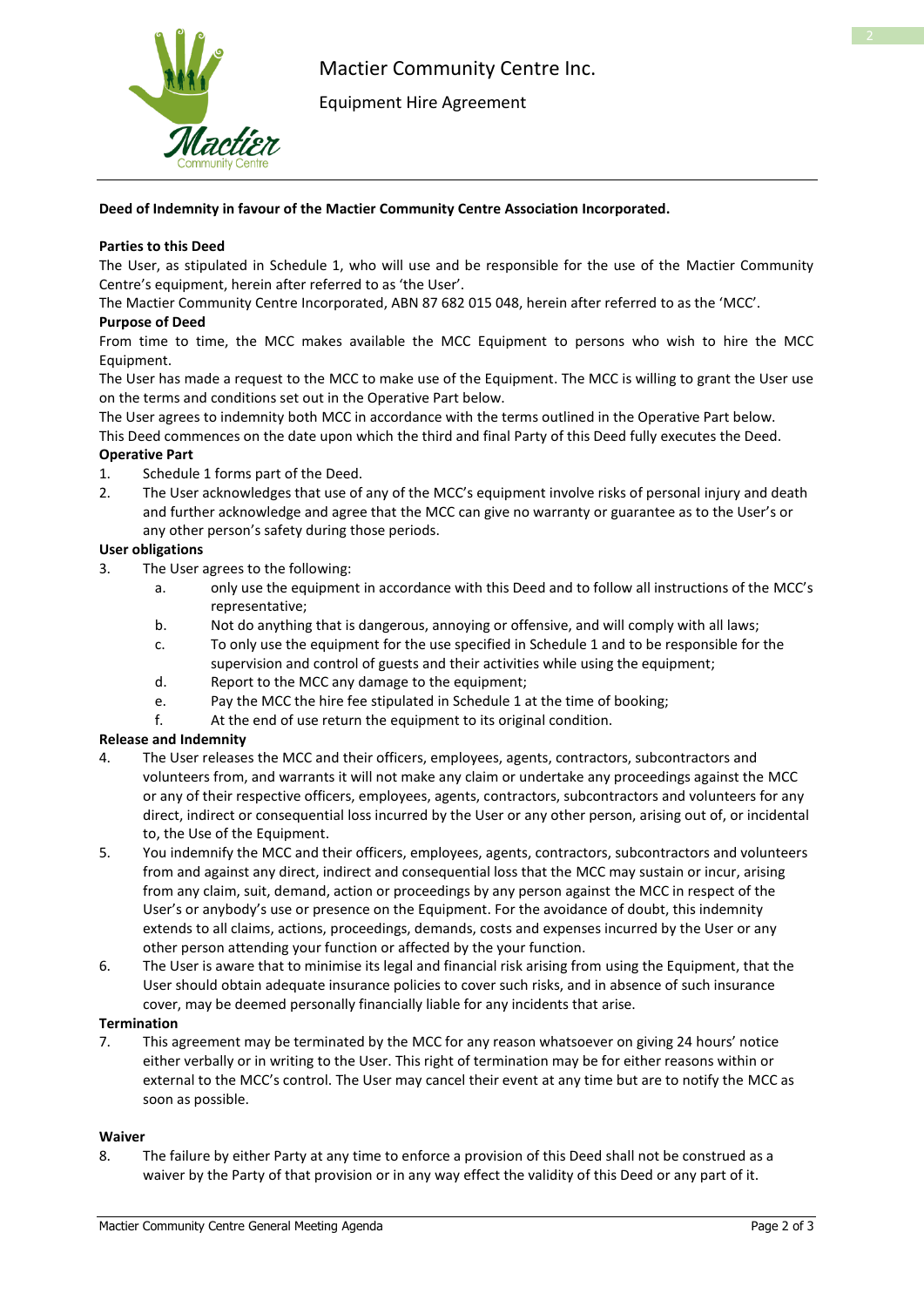# Mactier Community Centre Inc.

Equipment Hire Agreement

**Deed of Indemnity in favour of the Mactier Community Centre Association Incorporated.**

**Parties to this Deed**

The User, as stipulated in Schedule 1, who will use and be responsible for the use of the Mactier Community Centre's equipment, herein after referred to as 'the User'.

The Mactier Community Centre Incorporated, ABN 87 682 015 048, herein after referred to as the 'MCC'.

**Purpose of Deed**

From time to time, the MCC makes available the MCC Equipment to persons who wish to hire the MCC Equipment.

The User has made a request to the MCC to make use of the Equipment. The MCC is willing to grant the User use on the terms and conditions set out in the Operative Part below.

The User agrees to indemnity both MCC in accordance with the terms outlined in the Operative Part below.

This Deed commences on the date upon which the third and final Party of this Deed fully executes the Deed.

**Operative Part**

1. Schedule 1 forms part of the Deed.
2. The User acknowledges that use of any of the MCC's equipment involve risks of personal injury and death and further acknowledge and agree that the MCC can give no warranty or guarantee as to the User's or any other person's safety during those periods.

**User obligations**

3. The User agrees to the following:
   a. only use the equipment in accordance with this Deed and to follow all instructions of the MCC's representative;
   b. Not do anything that is dangerous, annoying or offensive, and will comply with all laws;
   c. To only use the equipment for the use specified in Schedule 1 and to be responsible for the supervision and control of guests and their activities while using the equipment;
   d. Report to the MCC any damage to the equipment;
   e. Pay the MCC the hire fee stipulated in Schedule 1 at the time of booking;
   f. At the end of use return the equipment to its original condition.

**Release and Indemnity**

4. The User releases the MCC and their officers, employees, agents, contractors, subcontractors and volunteers from, and warrants it will not make any claim or undertake any proceedings against the MCC or any of their respective officers, employees, agents, contractors, subcontractors and volunteers for any direct, indirect or consequential loss incurred by the User or any other person, arising out of, or incidental to, the Use of the Equipment.
5. You indemnify the MCC and their officers, employees, agents, contractors, subcontractors and volunteers from and against any direct, indirect and consequential loss that the MCC may sustain or incur, arising from any claim, suit, demand, action or proceedings by any person against the MCC in respect of the User's or anybody's use or presence on the Equipment. For the avoidance of doubt, this indemnity extends to all claims, actions, proceedings, demands, costs and expenses incurred by the User or any other person attending your function or affected by the your function.
6. The User is aware that to minimise its legal and financial risk arising from using the Equipment, that the User should obtain adequate insurance policies to cover such risks, and in absence of such insurance cover, may be deemed personally financially liable for any incidents that arise.

**Termination**

7. This agreement may be terminated by the MCC for any reason whatsoever on giving 24 hours' notice either verbally or in writing to the User. This right of termination may be for either reasons within or external to the MCC's control. The User may cancel their event at any time but are to notify the MCC as soon as possible.

**Waiver**

8. The failure by either Party at any time to enforce a provision of this Deed shall not be construed as a waiver by the Party of that provision or in any way effect the validity of this Deed or any part of it.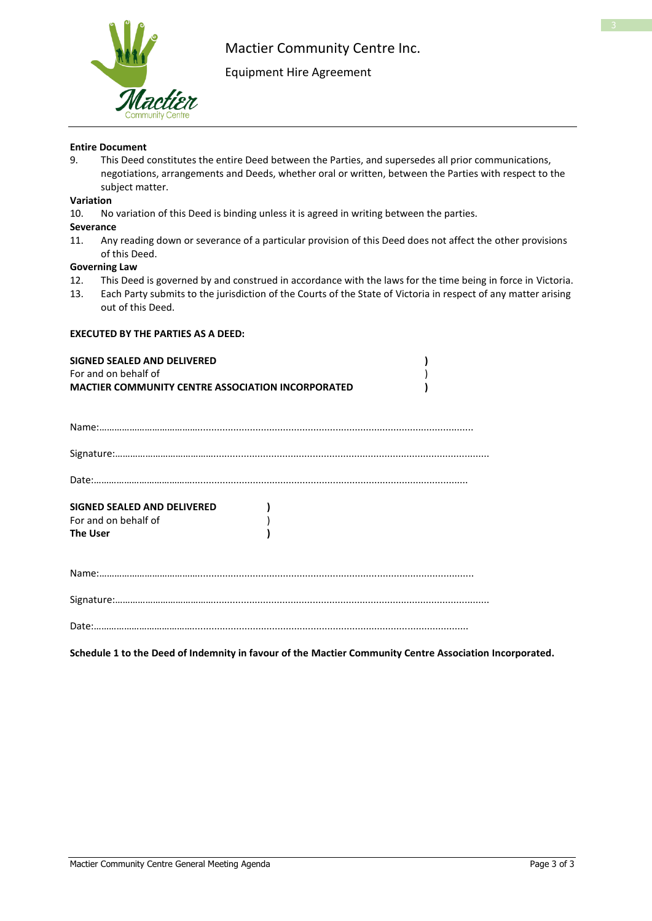Mactier Community Centre Inc.

Equipment Hire Agreement

**Entire Document**

9. This Deed constitutes the entire Deed between the Parties, and supersedes all prior communications, negotiations, arrangements and Deeds, whether oral or written, between the Parties with respect to the subject matter.

**Variation**

10. No variation of this Deed is binding unless it is agreed in writing between the parties.

**Severance**

11. Any reading down or severance of a particular provision of this Deed does not affect the other provisions of this Deed.

**Governing Law**

12. This Deed is governed by and construed in accordance with the laws for the time being in force in Victoria.
13. Each Party submits to the jurisdiction of the Courts of the State of Victoria in respect of any matter arising out of this Deed.

**EXECUTED BY THE PARTIES AS A DEED:**

**SIGNED SEALED AND DELIVERED** )
For and on behalf of )
**MACTIER COMMUNITY CENTRE ASSOCIATION INCORPORATED** )

Name:…………………………………………………………………………………………………………………

Signature:……………………………………………………………………………………………………………

Date:…………………………………………………………………………………………………………………

**SIGNED SEALED AND DELIVERED** )
For and on behalf of )
**The User** )

Name:…………………………………………………………………………………………………………………

Signature:……………………………………………………………………………………………………………

Date:…………………………………………………………………………………………………………………

**Schedule 1 to the Deed of Indemnity in favour of the Mactier Community Centre Association Incorporated.**